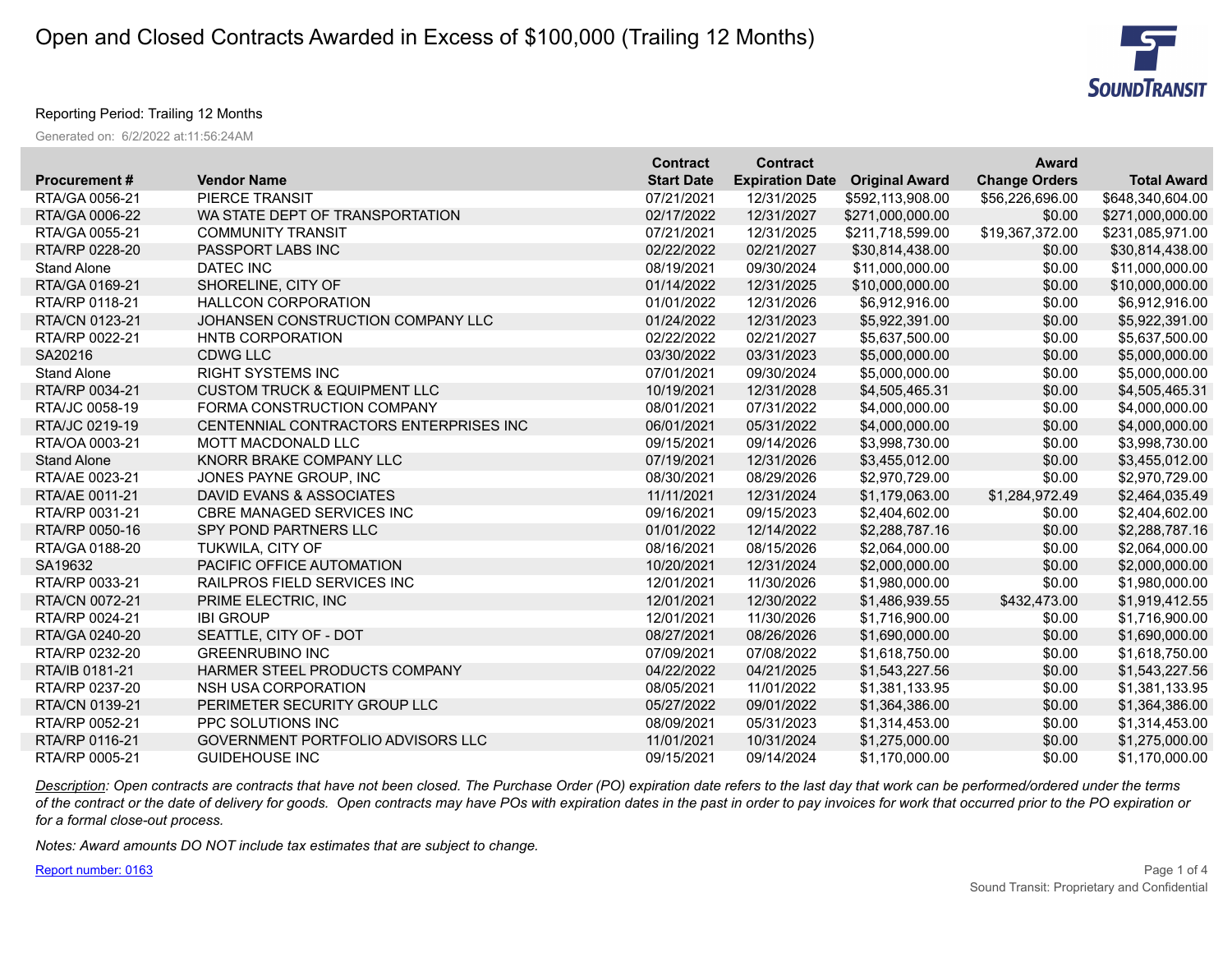# Open and Closed Contracts Awarded in Excess of $100,000 (Trailing 12 Months)

Reporting Period: Trailing 12 Months

Generated on: 6/2/2022 at:11:56:24AM

| Procurement # | Vendor Name | Contract Start Date | Contract Expiration Date | Original Award | Award Change Orders | Total Award |
|---|---|---|---|---|---|---|
| RTA/GA 0056-21 | PIERCE TRANSIT | 07/21/2021 | 12/31/2025 | $592,113,908.00 | $56,226,696.00 | $648,340,604.00 |
| RTA/GA 0006-22 | WA STATE DEPT OF TRANSPORTATION | 02/17/2022 | 12/31/2027 | $271,000,000.00 | $0.00 | $271,000,000.00 |
| RTA/GA 0055-21 | COMMUNITY TRANSIT | 07/21/2021 | 12/31/2025 | $211,718,599.00 | $19,367,372.00 | $231,085,971.00 |
| RTA/RP 0228-20 | PASSPORT LABS INC | 02/22/2022 | 02/21/2027 | $30,814,438.00 | $0.00 | $30,814,438.00 |
| Stand Alone | DATEC INC | 08/19/2021 | 09/30/2024 | $11,000,000.00 | $0.00 | $11,000,000.00 |
| RTA/GA 0169-21 | SHORELINE, CITY OF | 01/14/2022 | 12/31/2025 | $10,000,000.00 | $0.00 | $10,000,000.00 |
| RTA/RP 0118-21 | HALLCON CORPORATION | 01/01/2022 | 12/31/2026 | $6,912,916.00 | $0.00 | $6,912,916.00 |
| RTA/CN 0123-21 | JOHANSEN CONSTRUCTION COMPANY LLC | 01/24/2022 | 12/31/2023 | $5,922,391.00 | $0.00 | $5,922,391.00 |
| RTA/RP 0022-21 | HNTB CORPORATION | 02/22/2022 | 02/21/2027 | $5,637,500.00 | $0.00 | $5,637,500.00 |
| SA20216 | CDWG LLC | 03/30/2022 | 03/31/2023 | $5,000,000.00 | $0.00 | $5,000,000.00 |
| Stand Alone | RIGHT SYSTEMS INC | 07/01/2021 | 09/30/2024 | $5,000,000.00 | $0.00 | $5,000,000.00 |
| RTA/RP 0034-21 | CUSTOM TRUCK & EQUIPMENT LLC | 10/19/2021 | 12/31/2028 | $4,505,465.31 | $0.00 | $4,505,465.31 |
| RTA/JC 0058-19 | FORMA CONSTRUCTION COMPANY | 08/01/2021 | 07/31/2022 | $4,000,000.00 | $0.00 | $4,000,000.00 |
| RTA/JC 0219-19 | CENTENNIAL CONTRACTORS ENTERPRISES INC | 06/01/2021 | 05/31/2022 | $4,000,000.00 | $0.00 | $4,000,000.00 |
| RTA/OA 0003-21 | MOTT MACDONALD LLC | 09/15/2021 | 09/14/2026 | $3,998,730.00 | $0.00 | $3,998,730.00 |
| Stand Alone | KNORR BRAKE COMPANY LLC | 07/19/2021 | 12/31/2026 | $3,455,012.00 | $0.00 | $3,455,012.00 |
| RTA/AE 0023-21 | JONES PAYNE GROUP, INC | 08/30/2021 | 08/29/2026 | $2,970,729.00 | $0.00 | $2,970,729.00 |
| RTA/AE 0011-21 | DAVID EVANS & ASSOCIATES | 11/11/2021 | 12/31/2024 | $1,179,063.00 | $1,284,972.49 | $2,464,035.49 |
| RTA/RP 0031-21 | CBRE MANAGED SERVICES INC | 09/16/2021 | 09/15/2023 | $2,404,602.00 | $0.00 | $2,404,602.00 |
| RTA/RP 0050-16 | SPY POND PARTNERS LLC | 01/01/2022 | 12/14/2022 | $2,288,787.16 | $0.00 | $2,288,787.16 |
| RTA/GA 0188-20 | TUKWILA, CITY OF | 08/16/2021 | 08/15/2026 | $2,064,000.00 | $0.00 | $2,064,000.00 |
| SA19632 | PACIFIC OFFICE AUTOMATION | 10/20/2021 | 12/31/2024 | $2,000,000.00 | $0.00 | $2,000,000.00 |
| RTA/RP 0033-21 | RAILPROS FIELD SERVICES INC | 12/01/2021 | 11/30/2026 | $1,980,000.00 | $0.00 | $1,980,000.00 |
| RTA/CN 0072-21 | PRIME ELECTRIC, INC | 12/01/2021 | 12/30/2022 | $1,486,939.55 | $432,473.00 | $1,919,412.55 |
| RTA/RP 0024-21 | IBI GROUP | 12/01/2021 | 11/30/2026 | $1,716,900.00 | $0.00 | $1,716,900.00 |
| RTA/GA 0240-20 | SEATTLE, CITY OF - DOT | 08/27/2021 | 08/26/2026 | $1,690,000.00 | $0.00 | $1,690,000.00 |
| RTA/RP 0232-20 | GREENRUBINO INC | 07/09/2021 | 07/08/2022 | $1,618,750.00 | $0.00 | $1,618,750.00 |
| RTA/IB 0181-21 | HARMER STEEL PRODUCTS COMPANY | 04/22/2022 | 04/21/2025 | $1,543,227.56 | $0.00 | $1,543,227.56 |
| RTA/RP 0237-20 | NSH USA CORPORATION | 08/05/2021 | 11/01/2022 | $1,381,133.95 | $0.00 | $1,381,133.95 |
| RTA/CN 0139-21 | PERIMETER SECURITY GROUP LLC | 05/27/2022 | 09/01/2022 | $1,364,386.00 | $0.00 | $1,364,386.00 |
| RTA/RP 0052-21 | PPC SOLUTIONS INC | 08/09/2021 | 05/31/2023 | $1,314,453.00 | $0.00 | $1,314,453.00 |
| RTA/RP 0116-21 | GOVERNMENT PORTFOLIO ADVISORS LLC | 11/01/2021 | 10/31/2024 | $1,275,000.00 | $0.00 | $1,275,000.00 |
| RTA/RP 0005-21 | GUIDEHOUSE INC | 09/15/2021 | 09/14/2024 | $1,170,000.00 | $0.00 | $1,170,000.00 |

*Description: Open contracts are contracts that have not been closed. The Purchase Order (PO) expiration date refers to the last day that work can be performed/ordered under the terms of the contract or the date of delivery for goods. Open contracts may have POs with expiration dates in the past in order to pay invoices for work that occurred prior to the PO expiration or for a formal close-out process.*

*Notes: Award amounts DO NOT include tax estimates that are subject to change.*

Report number: 0163

Sound Transit: Proprietary and Confidential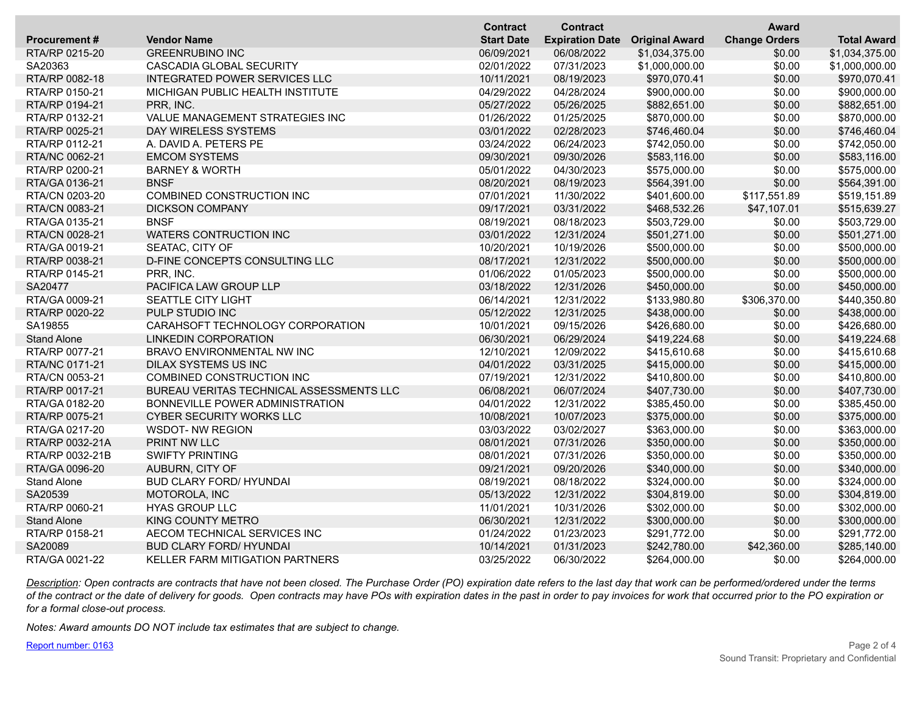| Procurement # | Vendor Name | Contract Start Date | Contract Expiration Date | Original Award | Award Change Orders | Total Award |
|---|---|---|---|---|---|---|
| RTA/RP 0215-20 | GREENRUBINO INC | 06/09/2021 | 06/08/2022 | $1,034,375.00 | $0.00 | $1,034,375.00 |
| SA20363 | CASCADIA GLOBAL SECURITY | 02/01/2022 | 07/31/2023 | $1,000,000.00 | $0.00 | $1,000,000.00 |
| RTA/RP 0082-18 | INTEGRATED POWER SERVICES LLC | 10/11/2021 | 08/19/2023 | $970,070.41 | $0.00 | $970,070.41 |
| RTA/RP 0150-21 | MICHIGAN PUBLIC HEALTH INSTITUTE | 04/29/2022 | 04/28/2024 | $900,000.00 | $0.00 | $900,000.00 |
| RTA/RP 0194-21 | PRR, INC. | 05/27/2022 | 05/26/2025 | $882,651.00 | $0.00 | $882,651.00 |
| RTA/RP 0132-21 | VALUE MANAGEMENT STRATEGIES INC | 01/26/2022 | 01/25/2025 | $870,000.00 | $0.00 | $870,000.00 |
| RTA/RP 0025-21 | DAY WIRELESS SYSTEMS | 03/01/2022 | 02/28/2023 | $746,460.04 | $0.00 | $746,460.04 |
| RTA/RP 0112-21 | A. DAVID A. PETERS PE | 03/24/2022 | 06/24/2023 | $742,050.00 | $0.00 | $742,050.00 |
| RTA/NC 0062-21 | EMCOM SYSTEMS | 09/30/2021 | 09/30/2026 | $583,116.00 | $0.00 | $583,116.00 |
| RTA/RP 0200-21 | BARNEY & WORTH | 05/01/2022 | 04/30/2023 | $575,000.00 | $0.00 | $575,000.00 |
| RTA/GA 0136-21 | BNSF | 08/20/2021 | 08/19/2023 | $564,391.00 | $0.00 | $564,391.00 |
| RTA/CN 0203-20 | COMBINED CONSTRUCTION INC | 07/01/2021 | 11/30/2022 | $401,600.00 | $117,551.89 | $519,151.89 |
| RTA/CN 0083-21 | DICKSON COMPANY | 09/17/2021 | 03/31/2022 | $468,532.26 | $47,107.01 | $515,639.27 |
| RTA/GA 0135-21 | BNSF | 08/19/2021 | 08/18/2023 | $503,729.00 | $0.00 | $503,729.00 |
| RTA/CN 0028-21 | WATERS CONTRUCTION INC | 03/01/2022 | 12/31/2024 | $501,271.00 | $0.00 | $501,271.00 |
| RTA/GA 0019-21 | SEATAC, CITY OF | 10/20/2021 | 10/19/2026 | $500,000.00 | $0.00 | $500,000.00 |
| RTA/RP 0038-21 | D-FINE CONCEPTS CONSULTING LLC | 08/17/2021 | 12/31/2022 | $500,000.00 | $0.00 | $500,000.00 |
| RTA/RP 0145-21 | PRR, INC. | 01/06/2022 | 01/05/2023 | $500,000.00 | $0.00 | $500,000.00 |
| SA20477 | PACIFICA LAW GROUP LLP | 03/18/2022 | 12/31/2026 | $450,000.00 | $0.00 | $450,000.00 |
| RTA/GA 0009-21 | SEATTLE CITY LIGHT | 06/14/2021 | 12/31/2022 | $133,980.80 | $306,370.00 | $440,350.80 |
| RTA/RP 0020-22 | PULP STUDIO INC | 05/12/2022 | 12/31/2025 | $438,000.00 | $0.00 | $438,000.00 |
| SA19855 | CARAHSOFT TECHNOLOGY CORPORATION | 10/01/2021 | 09/15/2026 | $426,680.00 | $0.00 | $426,680.00 |
| Stand Alone | LINKEDIN CORPORATION | 06/30/2021 | 06/29/2024 | $419,224.68 | $0.00 | $419,224.68 |
| RTA/RP 0077-21 | BRAVO ENVIRONMENTAL NW INC | 12/10/2021 | 12/09/2022 | $415,610.68 | $0.00 | $415,610.68 |
| RTA/NC 0171-21 | DILAX SYSTEMS US INC | 04/01/2022 | 03/31/2025 | $415,000.00 | $0.00 | $415,000.00 |
| RTA/CN 0053-21 | COMBINED CONSTRUCTION INC | 07/19/2021 | 12/31/2022 | $410,800.00 | $0.00 | $410,800.00 |
| RTA/RP 0017-21 | BUREAU VERITAS TECHNICAL ASSESSMENTS LLC | 06/08/2021 | 06/07/2024 | $407,730.00 | $0.00 | $407,730.00 |
| RTA/GA 0182-20 | BONNEVILLE POWER ADMINISTRATION | 04/01/2022 | 12/31/2022 | $385,450.00 | $0.00 | $385,450.00 |
| RTA/RP 0075-21 | CYBER SECURITY WORKS LLC | 10/08/2021 | 10/07/2023 | $375,000.00 | $0.00 | $375,000.00 |
| RTA/GA 0217-20 | WSDOT- NW REGION | 03/03/2022 | 03/02/2027 | $363,000.00 | $0.00 | $363,000.00 |
| RTA/RP 0032-21A | PRINT NW LLC | 08/01/2021 | 07/31/2026 | $350,000.00 | $0.00 | $350,000.00 |
| RTA/RP 0032-21B | SWIFTY PRINTING | 08/01/2021 | 07/31/2026 | $350,000.00 | $0.00 | $350,000.00 |
| RTA/GA 0096-20 | AUBURN, CITY OF | 09/21/2021 | 09/20/2026 | $340,000.00 | $0.00 | $340,000.00 |
| Stand Alone | BUD CLARY FORD/ HYUNDAI | 08/19/2021 | 08/18/2022 | $324,000.00 | $0.00 | $324,000.00 |
| SA20539 | MOTOROLA, INC | 05/13/2022 | 12/31/2022 | $304,819.00 | $0.00 | $304,819.00 |
| RTA/RP 0060-21 | HYAS GROUP LLC | 11/01/2021 | 10/31/2026 | $302,000.00 | $0.00 | $302,000.00 |
| Stand Alone | KING COUNTY METRO | 06/30/2021 | 12/31/2022 | $300,000.00 | $0.00 | $300,000.00 |
| RTA/RP 0158-21 | AECOM TECHNICAL SERVICES INC | 01/24/2022 | 01/23/2023 | $291,772.00 | $0.00 | $291,772.00 |
| SA20089 | BUD CLARY FORD/ HYUNDAI | 10/14/2021 | 01/31/2023 | $242,780.00 | $42,360.00 | $285,140.00 |
| RTA/GA 0021-22 | KELLER FARM MITIGATION PARTNERS | 03/25/2022 | 06/30/2022 | $264,000.00 | $0.00 | $264,000.00 |

*Description: Open contracts are contracts that have not been closed. The Purchase Order (PO) expiration date refers to the last day that work can be performed/ordered under the terms of the contract or the date of delivery for goods. Open contracts may have POs with expiration dates in the past in order to pay invoices for work that occurred prior to the PO expiration or for a formal close-out process.*

*Notes: Award amounts DO NOT include tax estimates that are subject to change.*

Report number: 0163

Sound Transit: Proprietary and Confidential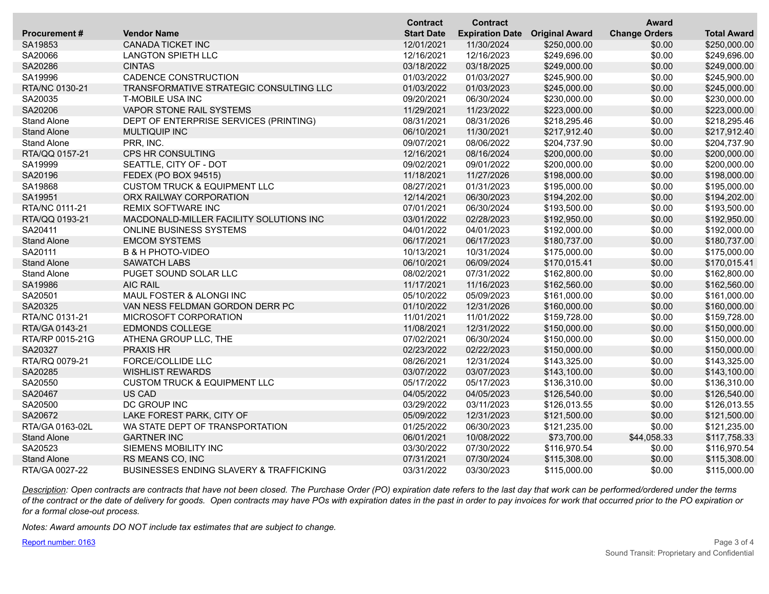| Procurement # | Vendor Name | Contract Start Date | Contract Expiration Date | Original Award | Award Change Orders | Total Award |
|---|---|---|---|---|---|---|
| SA19853 | CANADA TICKET INC | 12/01/2021 | 11/30/2024 | $250,000.00 | $0.00 | $250,000.00 |
| SA20066 | LANGTON SPIETH LLC | 12/16/2021 | 12/16/2023 | $249,696.00 | $0.00 | $249,696.00 |
| SA20286 | CINTAS | 03/18/2022 | 03/18/2025 | $249,000.00 | $0.00 | $249,000.00 |
| SA19996 | CADENCE CONSTRUCTION | 01/03/2022 | 01/03/2027 | $245,900.00 | $0.00 | $245,900.00 |
| RTA/NC 0130-21 | TRANSFORMATIVE STRATEGIC CONSULTING LLC | 01/03/2022 | 01/03/2023 | $245,000.00 | $0.00 | $245,000.00 |
| SA20035 | T-MOBILE USA INC | 09/20/2021 | 06/30/2024 | $230,000.00 | $0.00 | $230,000.00 |
| SA20206 | VAPOR STONE RAIL SYSTEMS | 11/29/2021 | 11/23/2022 | $223,000.00 | $0.00 | $223,000.00 |
| Stand Alone | DEPT OF ENTERPRISE SERVICES (PRINTING) | 08/31/2021 | 08/31/2026 | $218,295.46 | $0.00 | $218,295.46 |
| Stand Alone | MULTIQUIP INC | 06/10/2021 | 11/30/2021 | $217,912.40 | $0.00 | $217,912.40 |
| Stand Alone | PRR, INC. | 09/07/2021 | 08/06/2022 | $204,737.90 | $0.00 | $204,737.90 |
| RTA/QQ 0157-21 | CPS HR CONSULTING | 12/16/2021 | 08/16/2024 | $200,000.00 | $0.00 | $200,000.00 |
| SA19999 | SEATTLE, CITY OF - DOT | 09/02/2021 | 09/01/2022 | $200,000.00 | $0.00 | $200,000.00 |
| SA20196 | FEDEX (PO BOX 94515) | 11/18/2021 | 11/27/2026 | $198,000.00 | $0.00 | $198,000.00 |
| SA19868 | CUSTOM TRUCK & EQUIPMENT LLC | 08/27/2021 | 01/31/2023 | $195,000.00 | $0.00 | $195,000.00 |
| SA19951 | ORX RAILWAY CORPORATION | 12/14/2021 | 06/30/2023 | $194,202.00 | $0.00 | $194,202.00 |
| RTA/NC 0111-21 | REMIX SOFTWARE INC | 07/01/2021 | 06/30/2024 | $193,500.00 | $0.00 | $193,500.00 |
| RTA/QQ 0193-21 | MACDONALD-MILLER FACILITY SOLUTIONS INC | 03/01/2022 | 02/28/2023 | $192,950.00 | $0.00 | $192,950.00 |
| SA20411 | ONLINE BUSINESS SYSTEMS | 04/01/2022 | 04/01/2023 | $192,000.00 | $0.00 | $192,000.00 |
| Stand Alone | EMCOM SYSTEMS | 06/17/2021 | 06/17/2023 | $180,737.00 | $0.00 | $180,737.00 |
| SA20111 | B & H PHOTO-VIDEO | 10/13/2021 | 10/31/2024 | $175,000.00 | $0.00 | $175,000.00 |
| Stand Alone | SAWATCH LABS | 06/10/2021 | 06/09/2024 | $170,015.41 | $0.00 | $170,015.41 |
| Stand Alone | PUGET SOUND SOLAR LLC | 08/02/2021 | 07/31/2022 | $162,800.00 | $0.00 | $162,800.00 |
| SA19986 | AIC RAIL | 11/17/2021 | 11/16/2023 | $162,560.00 | $0.00 | $162,560.00 |
| SA20501 | MAUL FOSTER & ALONGI INC | 05/10/2022 | 05/09/2023 | $161,000.00 | $0.00 | $161,000.00 |
| SA20325 | VAN NESS FELDMAN GORDON DERR PC | 01/10/2022 | 12/31/2026 | $160,000.00 | $0.00 | $160,000.00 |
| RTA/NC 0131-21 | MICROSOFT CORPORATION | 11/01/2021 | 11/01/2022 | $159,728.00 | $0.00 | $159,728.00 |
| RTA/GA 0143-21 | EDMONDS COLLEGE | 11/08/2021 | 12/31/2022 | $150,000.00 | $0.00 | $150,000.00 |
| RTA/RP 0015-21G | ATHENA GROUP LLC, THE | 07/02/2021 | 06/30/2024 | $150,000.00 | $0.00 | $150,000.00 |
| SA20327 | PRAXIS HR | 02/23/2022 | 02/22/2023 | $150,000.00 | $0.00 | $150,000.00 |
| RTA/RQ 0079-21 | FORCE/COLLIDE LLC | 08/26/2021 | 12/31/2024 | $143,325.00 | $0.00 | $143,325.00 |
| SA20285 | WISHLIST REWARDS | 03/07/2022 | 03/07/2023 | $143,100.00 | $0.00 | $143,100.00 |
| SA20550 | CUSTOM TRUCK & EQUIPMENT LLC | 05/17/2022 | 05/17/2023 | $136,310.00 | $0.00 | $136,310.00 |
| SA20467 | US CAD | 04/05/2022 | 04/05/2023 | $126,540.00 | $0.00 | $126,540.00 |
| SA20500 | DC GROUP INC | 03/29/2022 | 03/11/2023 | $126,013.55 | $0.00 | $126,013.55 |
| SA20672 | LAKE FOREST PARK, CITY OF | 05/09/2022 | 12/31/2023 | $121,500.00 | $0.00 | $121,500.00 |
| RTA/GA 0163-02L | WA STATE DEPT OF TRANSPORTATION | 01/25/2022 | 06/30/2023 | $121,235.00 | $0.00 | $121,235.00 |
| Stand Alone | GARTNER INC | 06/01/2021 | 10/08/2022 | $73,700.00 | $44,058.33 | $117,758.33 |
| SA20523 | SIEMENS MOBILITY INC | 03/30/2022 | 07/30/2022 | $116,970.54 | $0.00 | $116,970.54 |
| Stand Alone | RS MEANS CO, INC | 07/31/2021 | 07/30/2024 | $115,308.00 | $0.00 | $115,308.00 |
| RTA/GA 0027-22 | BUSINESSES ENDING SLAVERY & TRAFFICKING | 03/31/2022 | 03/30/2023 | $115,000.00 | $0.00 | $115,000.00 |

*Description: Open contracts are contracts that have not been closed. The Purchase Order (PO) expiration date refers to the last day that work can be performed/ordered under the terms of the contract or the date of delivery for goods. Open contracts may have POs with expiration dates in the past in order to pay invoices for work that occurred prior to the PO expiration or for a formal close-out process.*

*Notes: Award amounts DO NOT include tax estimates that are subject to change.*

Report number: 0163

Sound Transit: Proprietary and Confidential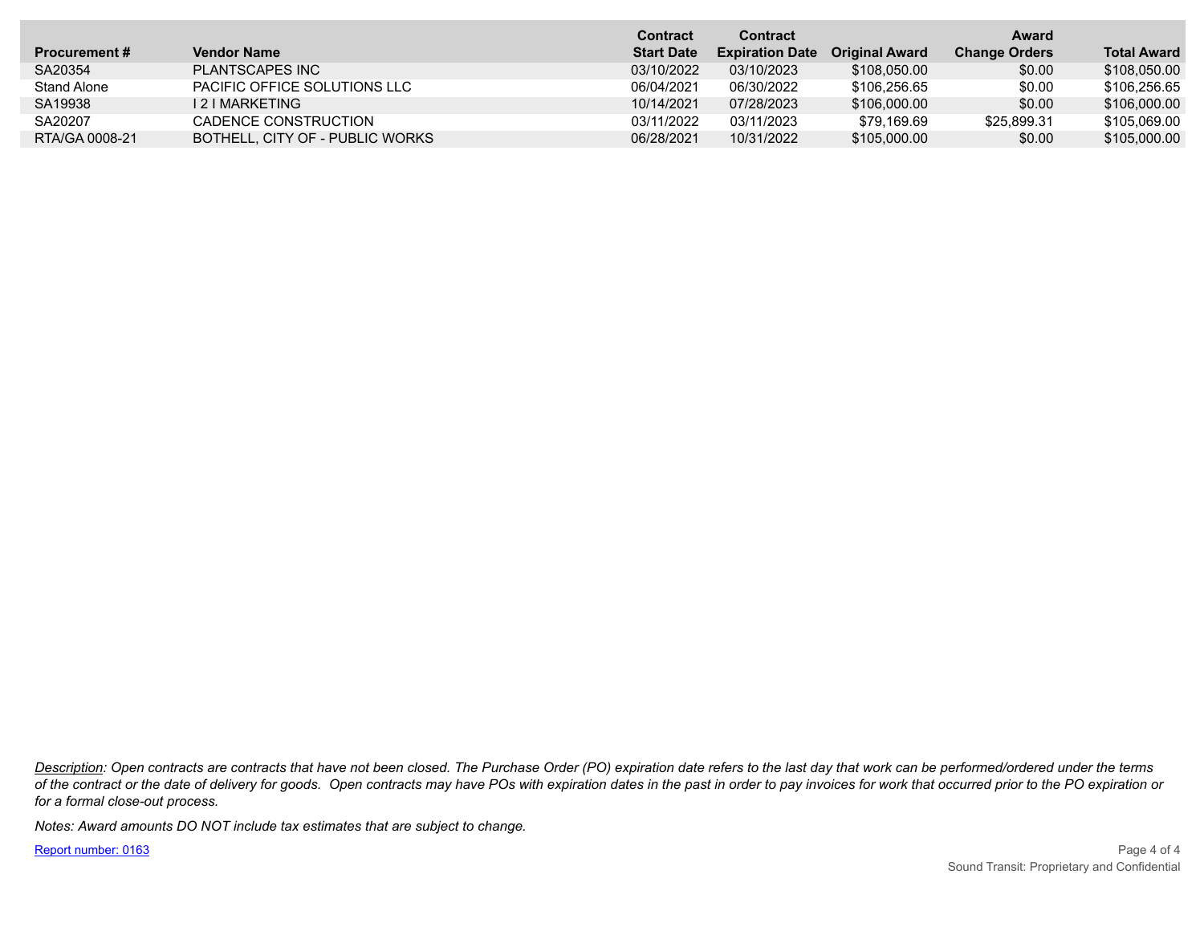| Procurement # | Vendor Name | Contract Start Date | Contract Expiration Date | Original Award | Award Change Orders | Total Award |
|---|---|---|---|---|---|---|
| SA20354 | PLANTSCAPES INC | 03/10/2022 | 03/10/2023 | $108,050.00 | $0.00 | $108,050.00 |
| Stand Alone | PACIFIC OFFICE SOLUTIONS LLC | 06/04/2021 | 06/30/2022 | $106,256.65 | $0.00 | $106,256.65 |
| SA19938 | I 2 I MARKETING | 10/14/2021 | 07/28/2023 | $106,000.00 | $0.00 | $106,000.00 |
| SA20207 | CADENCE CONSTRUCTION | 03/11/2022 | 03/11/2023 | $79,169.69 | $25,899.31 | $105,069.00 |
| RTA/GA 0008-21 | BOTHELL, CITY OF - PUBLIC WORKS | 06/28/2021 | 10/31/2022 | $105,000.00 | $0.00 | $105,000.00 |

*Description: Open contracts are contracts that have not been closed. The Purchase Order (PO) expiration date refers to the last day that work can be performed/ordered under the terms of the contract or the date of delivery for goods. Open contracts may have POs with expiration dates in the past in order to pay invoices for work that occurred prior to the PO expiration or for a formal close-out process.*

*Notes: Award amounts DO NOT include tax estimates that are subject to change.*

Report number: 0163

Sound Transit: Proprietary and Confidential